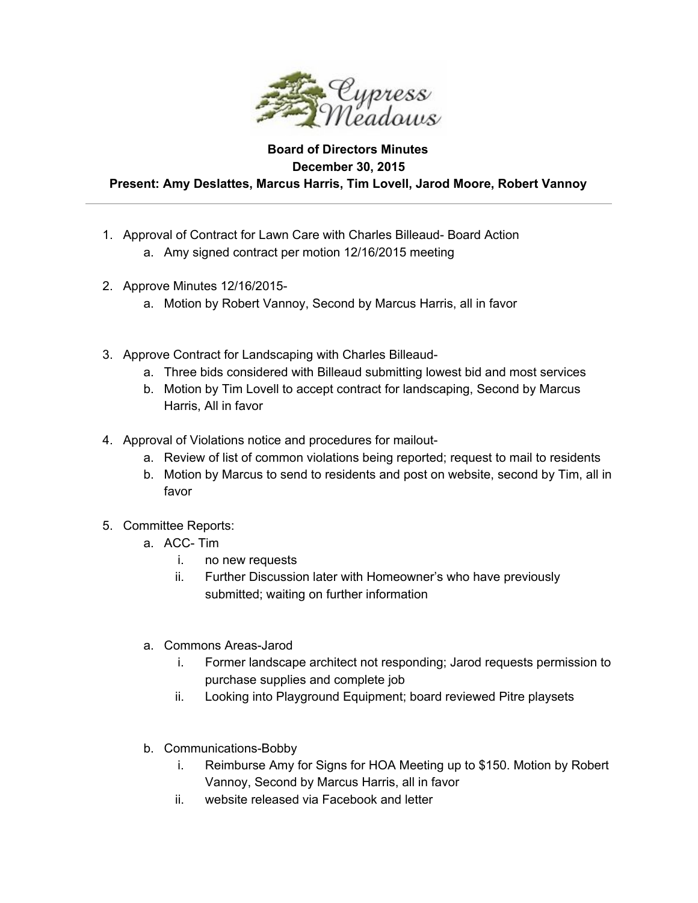Cypress Meadows

**Board of Directors Minutes**
**December 30, 2015**
**Present: Amy Deslattes, Marcus Harris, Tim Lovell, Jarod Moore, Robert Vannoy**

---

1. Approval of Contract for Lawn Care with Charles Billeaud- Board Action
   a. Amy signed contract per motion 12/16/2015 meeting

2. Approve Minutes 12/16/2015-
   a. Motion by Robert Vannoy, Second by Marcus Harris, all in favor

3. Approve Contract for Landscaping with Charles Billeaud-
   a. Three bids considered with Billeaud submitting lowest bid and most services
   b. Motion by Tim Lovell to accept contract for landscaping, Second by Marcus Harris, All in favor

4. Approval of Violations notice and procedures for mailout-
   a. Review of list of common violations being reported; request to mail to residents
   b. Motion by Marcus to send to residents and post on website, second by Tim, all in favor

5. Committee Reports:
   a. ACC- Tim
      i. no new requests
      ii. Further Discussion later with Homeowner's who have previously submitted; waiting on further information

   a. Commons Areas-Jarod
      i. Former landscape architect not responding; Jarod requests permission to purchase supplies and complete job
      ii. Looking into Playground Equipment; board reviewed Pitre playsets

   b. Communications-Bobby
      i. Reimburse Amy for Signs for HOA Meeting up to $150. Motion by Robert Vannoy, Second by Marcus Harris, all in favor
      ii. website released via Facebook and letter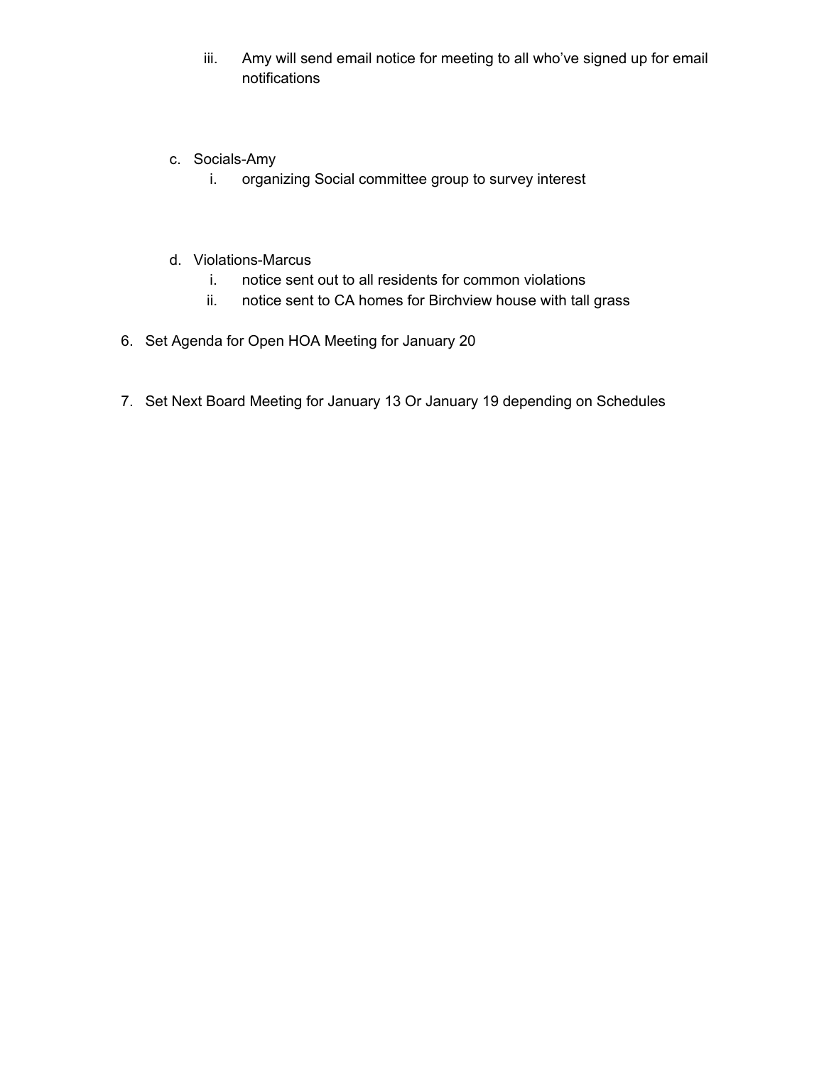iii. Amy will send email notice for meeting to all who've signed up for email notifications

   c. Socials-Amy
      i. organizing Social committee group to survey interest

   d. Violations-Marcus
      i. notice sent out to all residents for common violations
      ii. notice sent to CA homes for Birchview house with tall grass

6. Set Agenda for Open HOA Meeting for January 20

7. Set Next Board Meeting for January 13 Or January 19 depending on Schedules